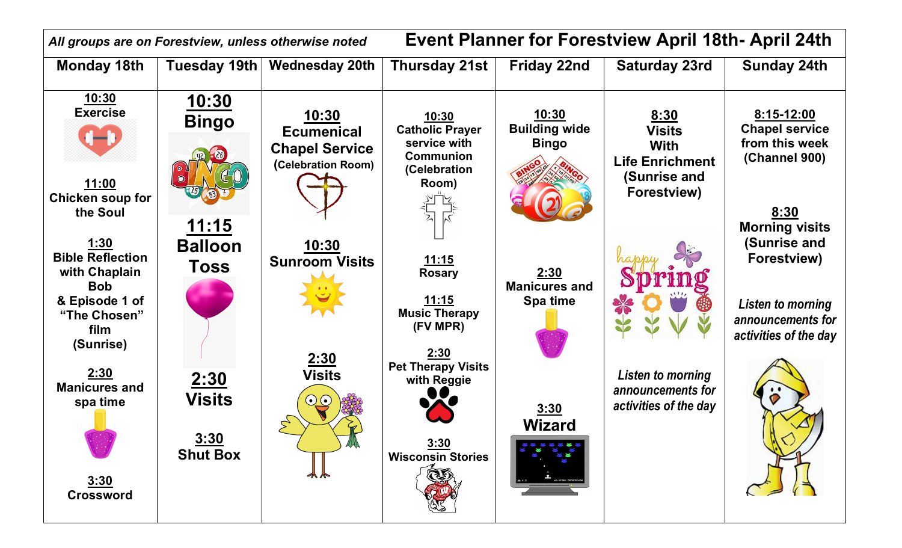*All groups are on Forestview, unless otherwise noted*

# Event Planner for Forestview April 18th- April 24th

| Monday 18th | Tuesday 19th | Wednesday 20th | Thursday 21st | Friday 22nd | Saturday 23rd | Sunday 24th |
|---|---|---|---|---|---|---|
| **10:30** Exercise<br><br>**11:00** Chicken soup for the Soul<br><br>**1:30** Bible Reflection with Chaplain Bob & Episode 1 of "The Chosen" film (Sunrise)<br><br>**2:30** Manicures and spa time<br><br>**3:30** Crossword | **10:30** Bingo<br><br>**11:15** Balloon Toss<br><br>**2:30** Visits<br><br>**3:30** Shut Box | **10:30** Ecumenical Chapel Service (Celebration Room)<br><br>**10:30** Sunroom Visits<br><br>**2:30** Visits | **10:30** Catholic Prayer service with Communion (Celebration Room)<br><br>**11:15** Rosary<br><br>**11:15** Music Therapy (FV MPR)<br><br>**2:30** Pet Therapy Visits with Reggie<br><br>**3:30** Wisconsin Stories | **10:30** Building wide Bingo<br><br>**2:30** Manicures and Spa time<br><br>**3:30** Wizard | **8:30** Visits With Life Enrichment (Sunrise and Forestview)<br><br>*Listen to morning announcements for activities of the day* | **8:15-12:00** Chapel service from this week (Channel 900)<br><br>**8:30** Morning visits (Sunrise and Forestview)<br><br>*Listen to morning announcements for activities of the day* |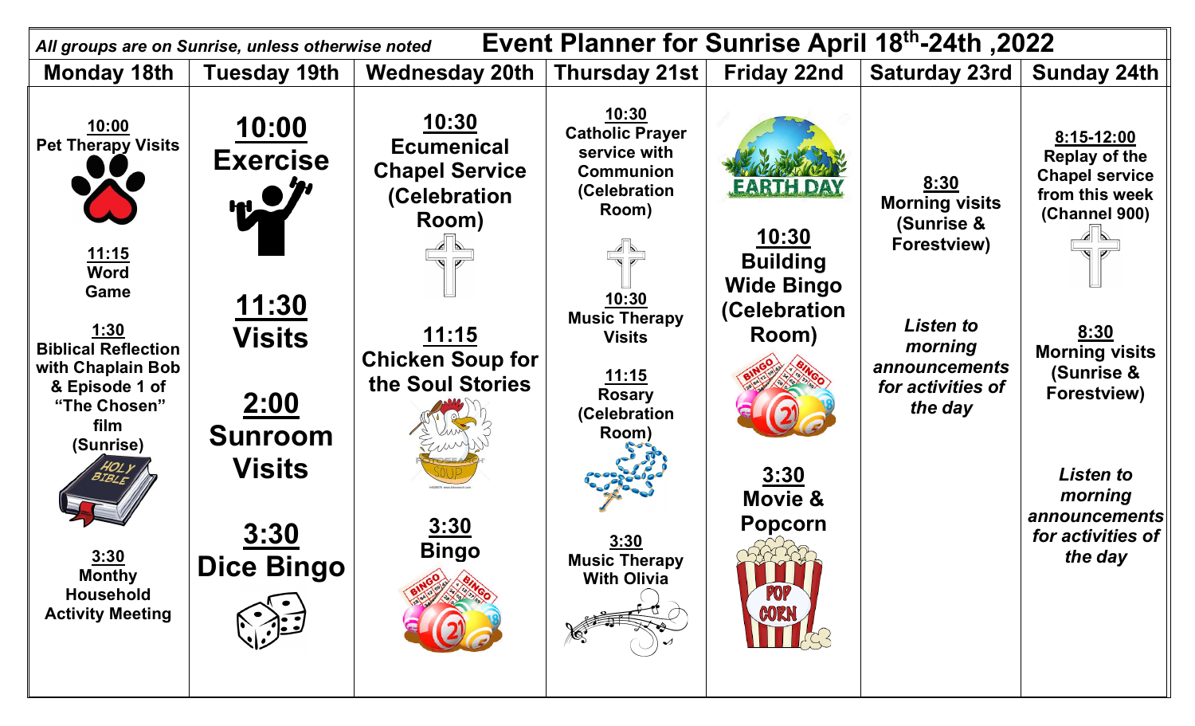*All groups are on Sunrise, unless otherwise noted*

# Event Planner for Sunrise April 18th-24th ,2022

| Monday 18th | Tuesday 19th | Wednesday 20th | Thursday 21st | Friday 22nd | Saturday 23rd | Sunday 24th |
|---|---|---|---|---|---|---|
| **10:00** Pet Therapy Visits<br><br>**11:15** Word Game<br><br>**1:30** Biblical Reflection with Chaplain Bob & Episode 1 of "The Chosen" film (Sunrise)<br><br>**3:30** Monthy Household Activity Meeting | **10:00** Exercise<br><br>**11:30** Visits<br><br>**2:00** Sunroom Visits<br><br>**3:30** Dice Bingo | **10:30** Ecumenical Chapel Service (Celebration Room)<br><br>**11:15** Chicken Soup for the Soul Stories<br><br>**3:30** Bingo | **10:30** Catholic Prayer service with Communion (Celebration Room)<br><br>**10:30** Music Therapy Visits<br><br>**11:15** Rosary (Celebration Room)<br><br>**3:30** Music Therapy With Olivia | EARTH DAY<br><br>**10:30** Building Wide Bingo (Celebration Room)<br><br>**3:30** Movie & Popcorn | **8:30** Morning visits (Sunrise & Forestview)<br><br>*Listen to morning announcements for activities of the day* | **8:15-12:00** Replay of the Chapel service from this week (Channel 900)<br><br>**8:30** Morning visits (Sunrise & Forestview)<br><br>*Listen to morning announcements for activities of the day* |